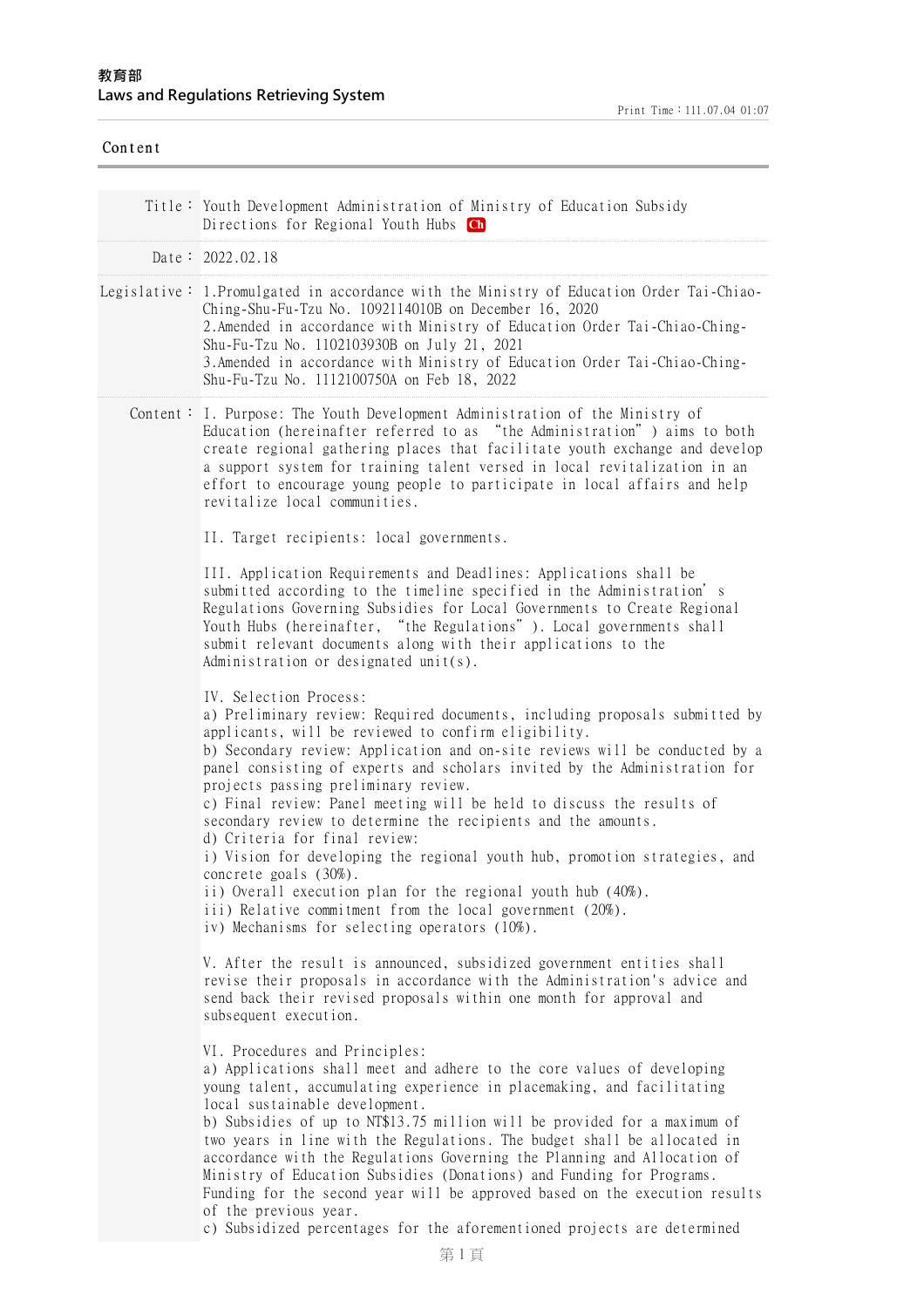教育部
Laws and Regulations Retrieving System

Print Time：111.07.04 01:07

Content

| | |
|---|---|
| Title： | Youth Development Administration of Ministry of Education Subsidy Directions for Regional Youth Hubs Ch |
| Date： | 2022.02.18 |
| Legislative： | 1.Promulgated in accordance with the Ministry of Education Order Tai-Chiao-Ching-Shu-Fu-Tzu No. 1092114010B on December 16, 2020<br>2.Amended in accordance with Ministry of Education Order Tai-Chiao-Ching-Shu-Fu-Tzu No. 1102103930B on July 21, 2021<br>3.Amended in accordance with Ministry of Education Order Tai-Chiao-Ching-Shu-Fu-Tzu No. 1112100750A on Feb 18, 2022 |

Content：

I. Purpose: The Youth Development Administration of the Ministry of Education (hereinafter referred to as "the Administration") aims to both create regional gathering places that facilitate youth exchange and develop a support system for training talent versed in local revitalization in an effort to encourage young people to participate in local affairs and help revitalize local communities.

II. Target recipients: local governments.

III. Application Requirements and Deadlines: Applications shall be submitted according to the timeline specified in the Administration's Regulations Governing Subsidies for Local Governments to Create Regional Youth Hubs (hereinafter, "the Regulations"). Local governments shall submit relevant documents along with their applications to the Administration or designated unit(s).

IV. Selection Process:
a) Preliminary review: Required documents, including proposals submitted by applicants, will be reviewed to confirm eligibility.
b) Secondary review: Application and on-site reviews will be conducted by a panel consisting of experts and scholars invited by the Administration for projects passing preliminary review.
c) Final review: Panel meeting will be held to discuss the results of secondary review to determine the recipients and the amounts.
d) Criteria for final review:
i) Vision for developing the regional youth hub, promotion strategies, and concrete goals (30%).
ii) Overall execution plan for the regional youth hub (40%).
iii) Relative commitment from the local government (20%).
iv) Mechanisms for selecting operators (10%).

V. After the result is announced, subsidized government entities shall revise their proposals in accordance with the Administration's advice and send back their revised proposals within one month for approval and subsequent execution.

VI. Procedures and Principles:
a) Applications shall meet and adhere to the core values of developing young talent, accumulating experience in placemaking, and facilitating local sustainable development.
b) Subsidies of up to NT$13.75 million will be provided for a maximum of two years in line with the Regulations. The budget shall be allocated in accordance with the Regulations Governing the Planning and Allocation of Ministry of Education Subsidies (Donations) and Funding for Programs. Funding for the second year will be approved based on the execution results of the previous year.
c) Subsidized percentages for the aforementioned projects are determined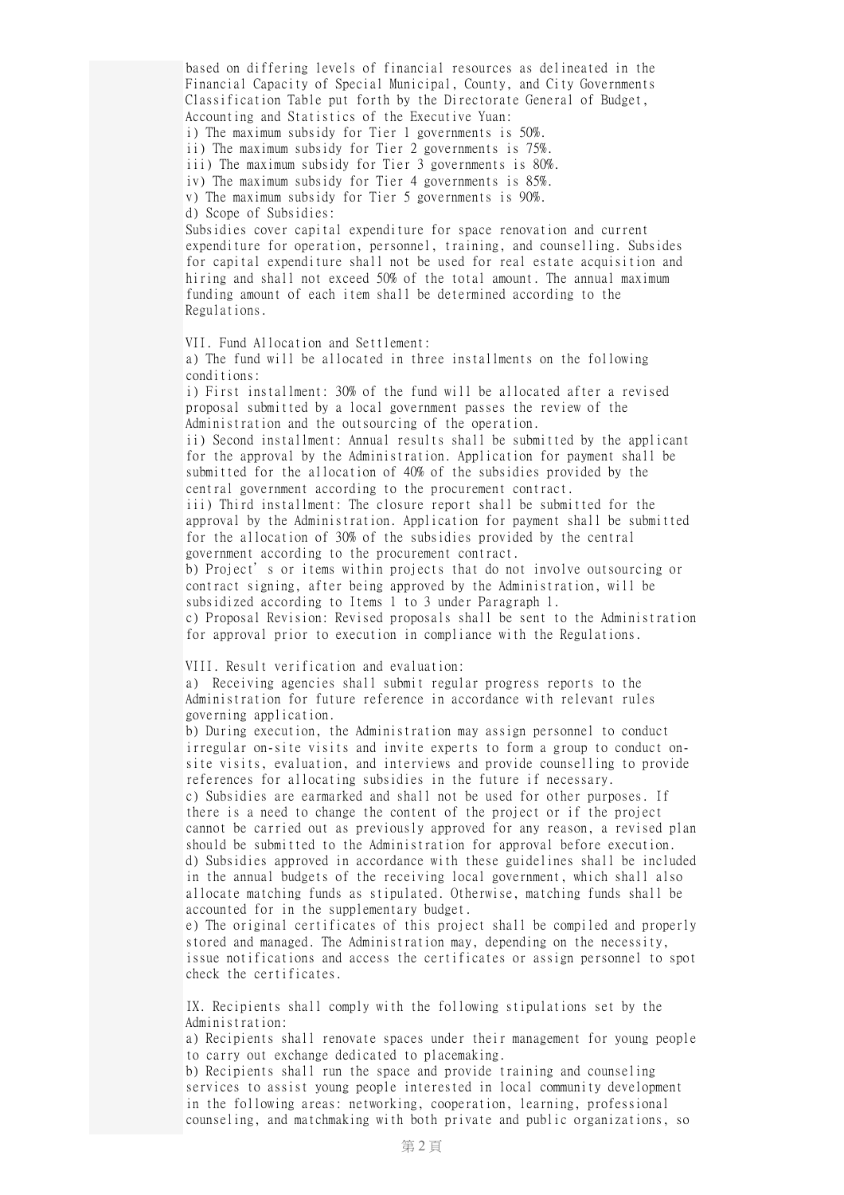based on differing levels of financial resources as delineated in the Financial Capacity of Special Municipal, County, and City Governments Classification Table put forth by the Directorate General of Budget, Accounting and Statistics of the Executive Yuan:

i) The maximum subsidy for Tier 1 governments is 50%.
ii) The maximum subsidy for Tier 2 governments is 75%.
iii) The maximum subsidy for Tier 3 governments is 80%.
iv) The maximum subsidy for Tier 4 governments is 85%.
v) The maximum subsidy for Tier 5 governments is 90%.

d) Scope of Subsidies:
Subsidies cover capital expenditure for space renovation and current expenditure for operation, personnel, training, and counselling. Subsides for capital expenditure shall not be used for real estate acquisition and hiring and shall not exceed 50% of the total amount. The annual maximum funding amount of each item shall be determined according to the Regulations.

VII. Fund Allocation and Settlement:

a) The fund will be allocated in three installments on the following conditions:
i) First installment: 30% of the fund will be allocated after a revised proposal submitted by a local government passes the review of the Administration and the outsourcing of the operation.
ii) Second installment: Annual results shall be submitted by the applicant for the approval by the Administration. Application for payment shall be submitted for the allocation of 40% of the subsidies provided by the central government according to the procurement contract.
iii) Third installment: The closure report shall be submitted for the approval by the Administration. Application for payment shall be submitted for the allocation of 30% of the subsidies provided by the central government according to the procurement contract.

b) Project’s or items within projects that do not involve outsourcing or contract signing, after being approved by the Administration, will be subsidized according to Items 1 to 3 under Paragraph 1.

c) Proposal Revision: Revised proposals shall be sent to the Administration for approval prior to execution in compliance with the Regulations.

VIII. Result verification and evaluation:

a) Receiving agencies shall submit regular progress reports to the Administration for future reference in accordance with relevant rules governing application.

b) During execution, the Administration may assign personnel to conduct irregular on-site visits and invite experts to form a group to conduct on-site visits, evaluation, and interviews and provide counselling to provide references for allocating subsidies in the future if necessary.

c) Subsidies are earmarked and shall not be used for other purposes. If there is a need to change the content of the project or if the project cannot be carried out as previously approved for any reason, a revised plan should be submitted to the Administration for approval before execution.

d) Subsidies approved in accordance with these guidelines shall be included in the annual budgets of the receiving local government, which shall also allocate matching funds as stipulated. Otherwise, matching funds shall be accounted for in the supplementary budget.

e) The original certificates of this project shall be compiled and properly stored and managed. The Administration may, depending on the necessity, issue notifications and access the certificates or assign personnel to spot check the certificates.

IX. Recipients shall comply with the following stipulations set by the Administration:

a) Recipients shall renovate spaces under their management for young people to carry out exchange dedicated to placemaking.

b) Recipients shall run the space and provide training and counseling services to assist young people interested in local community development in the following areas: networking, cooperation, learning, professional counseling, and matchmaking with both private and public organizations, so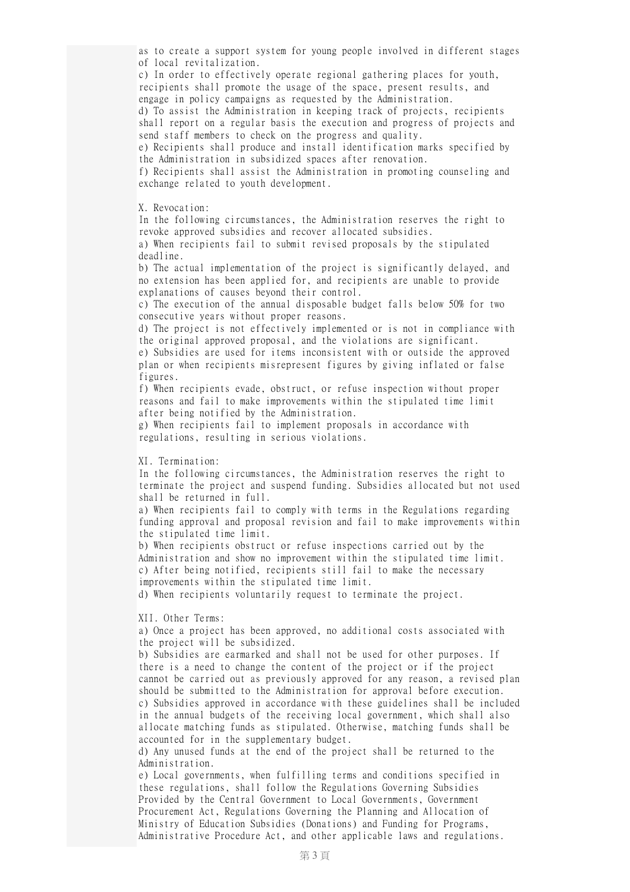as to create a support system for young people involved in different stages of local revitalization.

c) In order to effectively operate regional gathering places for youth, recipients shall promote the usage of the space, present results, and engage in policy campaigns as requested by the Administration.

d) To assist the Administration in keeping track of projects, recipients shall report on a regular basis the execution and progress of projects and send staff members to check on the progress and quality.

e) Recipients shall produce and install identification marks specified by the Administration in subsidized spaces after renovation.

f) Recipients shall assist the Administration in promoting counseling and exchange related to youth development.

X. Revocation:

In the following circumstances, the Administration reserves the right to revoke approved subsidies and recover allocated subsidies.

a) When recipients fail to submit revised proposals by the stipulated deadline.

b) The actual implementation of the project is significantly delayed, and no extension has been applied for, and recipients are unable to provide explanations of causes beyond their control.

c) The execution of the annual disposable budget falls below 50% for two consecutive years without proper reasons.

d) The project is not effectively implemented or is not in compliance with the original approved proposal, and the violations are significant.

e) Subsidies are used for items inconsistent with or outside the approved plan or when recipients misrepresent figures by giving inflated or false figures.

f) When recipients evade, obstruct, or refuse inspection without proper reasons and fail to make improvements within the stipulated time limit after being notified by the Administration.

g) When recipients fail to implement proposals in accordance with regulations, resulting in serious violations.

XI. Termination:

In the following circumstances, the Administration reserves the right to terminate the project and suspend funding. Subsidies allocated but not used shall be returned in full.

a) When recipients fail to comply with terms in the Regulations regarding funding approval and proposal revision and fail to make improvements within the stipulated time limit.

b) When recipients obstruct or refuse inspections carried out by the Administration and show no improvement within the stipulated time limit.

c) After being notified, recipients still fail to make the necessary improvements within the stipulated time limit.

d) When recipients voluntarily request to terminate the project.

XII. Other Terms:

a) Once a project has been approved, no additional costs associated with the project will be subsidized.

b) Subsidies are earmarked and shall not be used for other purposes. If there is a need to change the content of the project or if the project cannot be carried out as previously approved for any reason, a revised plan should be submitted to the Administration for approval before execution.

c) Subsidies approved in accordance with these guidelines shall be included in the annual budgets of the receiving local government, which shall also allocate matching funds as stipulated. Otherwise, matching funds shall be accounted for in the supplementary budget.

d) Any unused funds at the end of the project shall be returned to the Administration.

e) Local governments, when fulfilling terms and conditions specified in these regulations, shall follow the Regulations Governing Subsidies Provided by the Central Government to Local Governments, Government Procurement Act, Regulations Governing the Planning and Allocation of Ministry of Education Subsidies (Donations) and Funding for Programs, Administrative Procedure Act, and other applicable laws and regulations.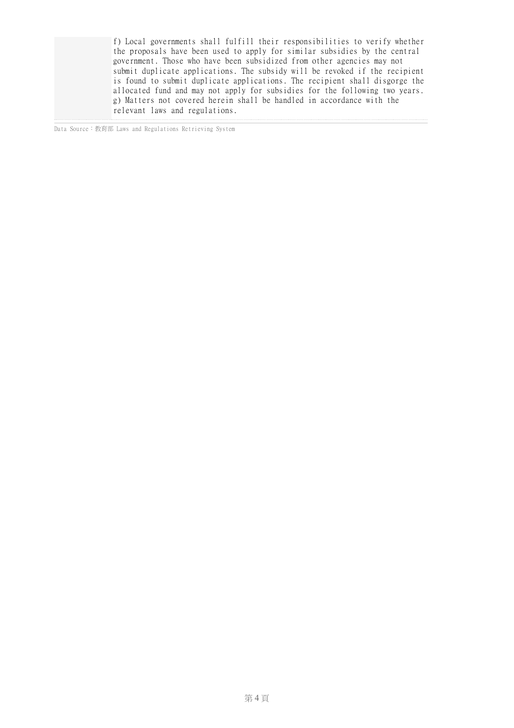f) Local governments shall fulfill their responsibilities to verify whether the proposals have been used to apply for similar subsidies by the central government. Those who have been subsidized from other agencies may not submit duplicate applications. The subsidy will be revoked if the recipient is found to submit duplicate applications. The recipient shall disgorge the allocated fund and may not apply for subsidies for the following two years.

g) Matters not covered herein shall be handled in accordance with the relevant laws and regulations.

Data Source：教育部 Laws and Regulations Retrieving System